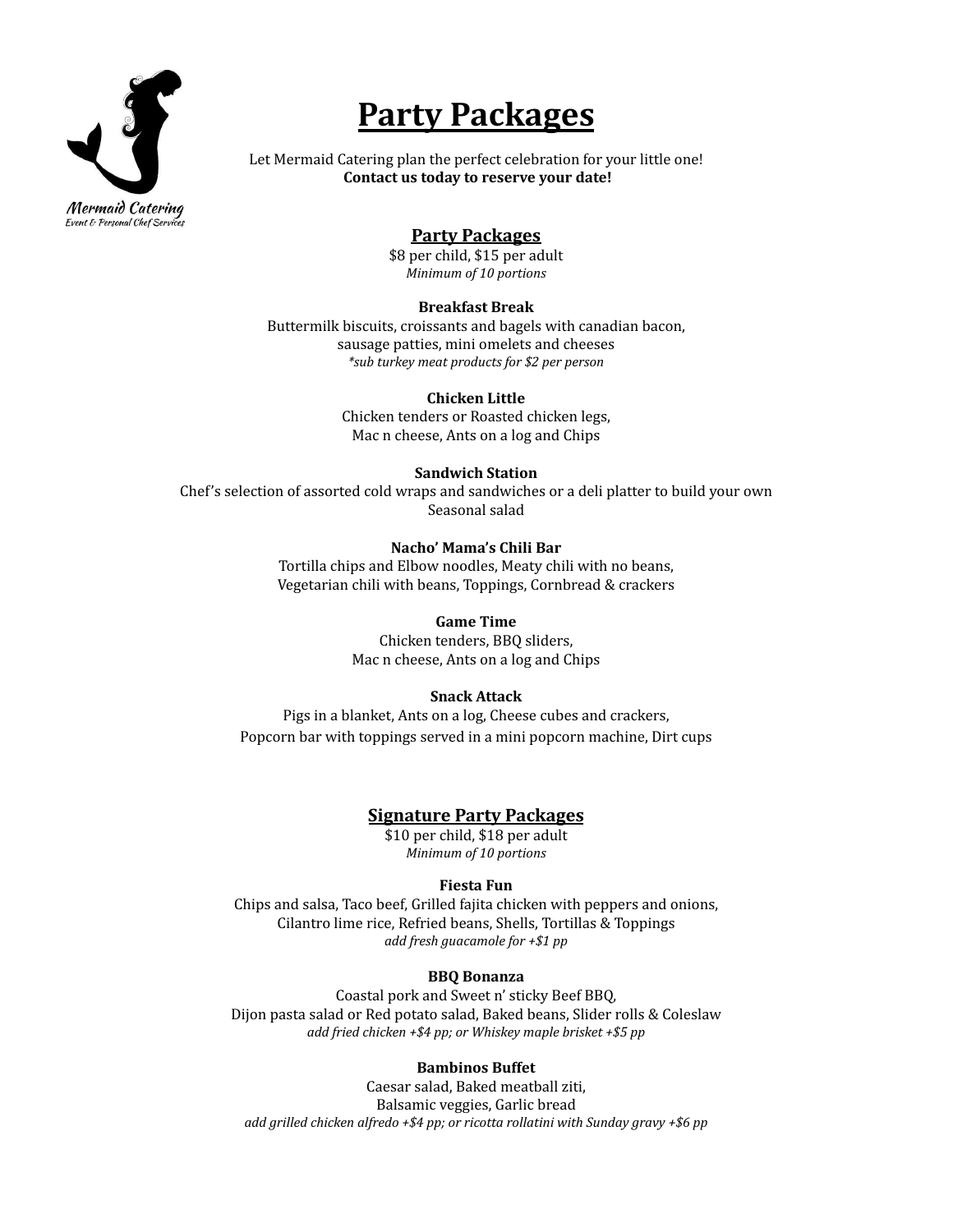Mermaid Catering
Event & Personal Chef Services

# Party Packages

Let Mermaid Catering plan the perfect celebration for your little one!
**Contact us today to reserve your date!**

## Party Packages

$8 per child, $15 per adult
*Minimum of 10 portions*

**Breakfast Break**
Buttermilk biscuits, croissants and bagels with canadian bacon,
sausage patties, mini omelets and cheeses
*\*sub turkey meat products for $2 per person*

**Chicken Little**
Chicken tenders or Roasted chicken legs,
Mac n cheese, Ants on a log and Chips

**Sandwich Station**
Chef's selection of assorted cold wraps and sandwiches or a deli platter to build your own
Seasonal salad

**Nacho' Mama's Chili Bar**
Tortilla chips and Elbow noodles, Meaty chili with no beans,
Vegetarian chili with beans, Toppings, Cornbread & crackers

**Game Time**
Chicken tenders, BBQ sliders,
Mac n cheese, Ants on a log and Chips

**Snack Attack**
Pigs in a blanket, Ants on a log, Cheese cubes and crackers,
Popcorn bar with toppings served in a mini popcorn machine, Dirt cups

## Signature Party Packages

$10 per child, $18 per adult
*Minimum of 10 portions*

**Fiesta Fun**
Chips and salsa, Taco beef, Grilled fajita chicken with peppers and onions,
Cilantro lime rice, Refried beans, Shells, Tortillas & Toppings
*add fresh guacamole for +$1 pp*

**BBQ Bonanza**
Coastal pork and Sweet n' sticky Beef BBQ,
Dijon pasta salad or Red potato salad, Baked beans, Slider rolls & Coleslaw
*add fried chicken +$4 pp; or Whiskey maple brisket +$5 pp*

**Bambinos Buffet**
Caesar salad, Baked meatball ziti,
Balsamic veggies, Garlic bread
*add grilled chicken alfredo +$4 pp; or ricotta rollatini with Sunday gravy +$6 pp*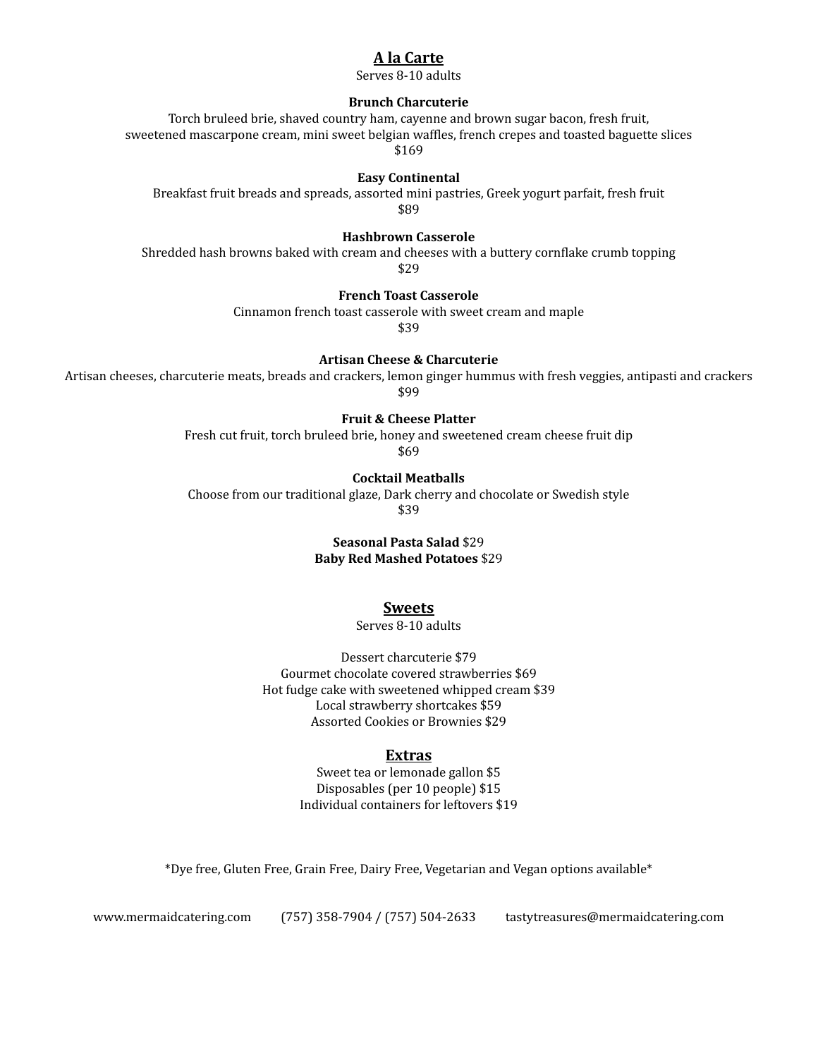## A la Carte

Serves 8-10 adults

**Brunch Charcuterie**

Torch bruleed brie, shaved country ham, cayenne and brown sugar bacon, fresh fruit, sweetened mascarpone cream, mini sweet belgian waffles, french crepes and toasted baguette slices

$169

**Easy Continental**

Breakfast fruit breads and spreads, assorted mini pastries, Greek yogurt parfait, fresh fruit

$89

**Hashbrown Casserole**

Shredded hash browns baked with cream and cheeses with a buttery cornflake crumb topping

$29

**French Toast Casserole**

Cinnamon french toast casserole with sweet cream and maple

$39

**Artisan Cheese & Charcuterie**

Artisan cheeses, charcuterie meats, breads and crackers, lemon ginger hummus with fresh veggies, antipasti and crackers

$99

**Fruit & Cheese Platter**

Fresh cut fruit, torch bruleed brie, honey and sweetened cream cheese fruit dip

$69

**Cocktail Meatballs**

Choose from our traditional glaze, Dark cherry and chocolate or Swedish style

$39

**Seasonal Pasta Salad** $29

**Baby Red Mashed Potatoes** $29

## Sweets

Serves 8-10 adults

Dessert charcuterie $79

Gourmet chocolate covered strawberries $69

Hot fudge cake with sweetened whipped cream $39

Local strawberry shortcakes $59

Assorted Cookies or Brownies $29

## Extras

Sweet tea or lemonade gallon $5

Disposables (per 10 people) $15

Individual containers for leftovers $19

*Dye free, Gluten Free, Grain Free, Dairy Free, Vegetarian and Vegan options available*

www.mermaidcatering.com (757) 358-7904 / (757) 504-2633 tastytreasures@mermaidcatering.com